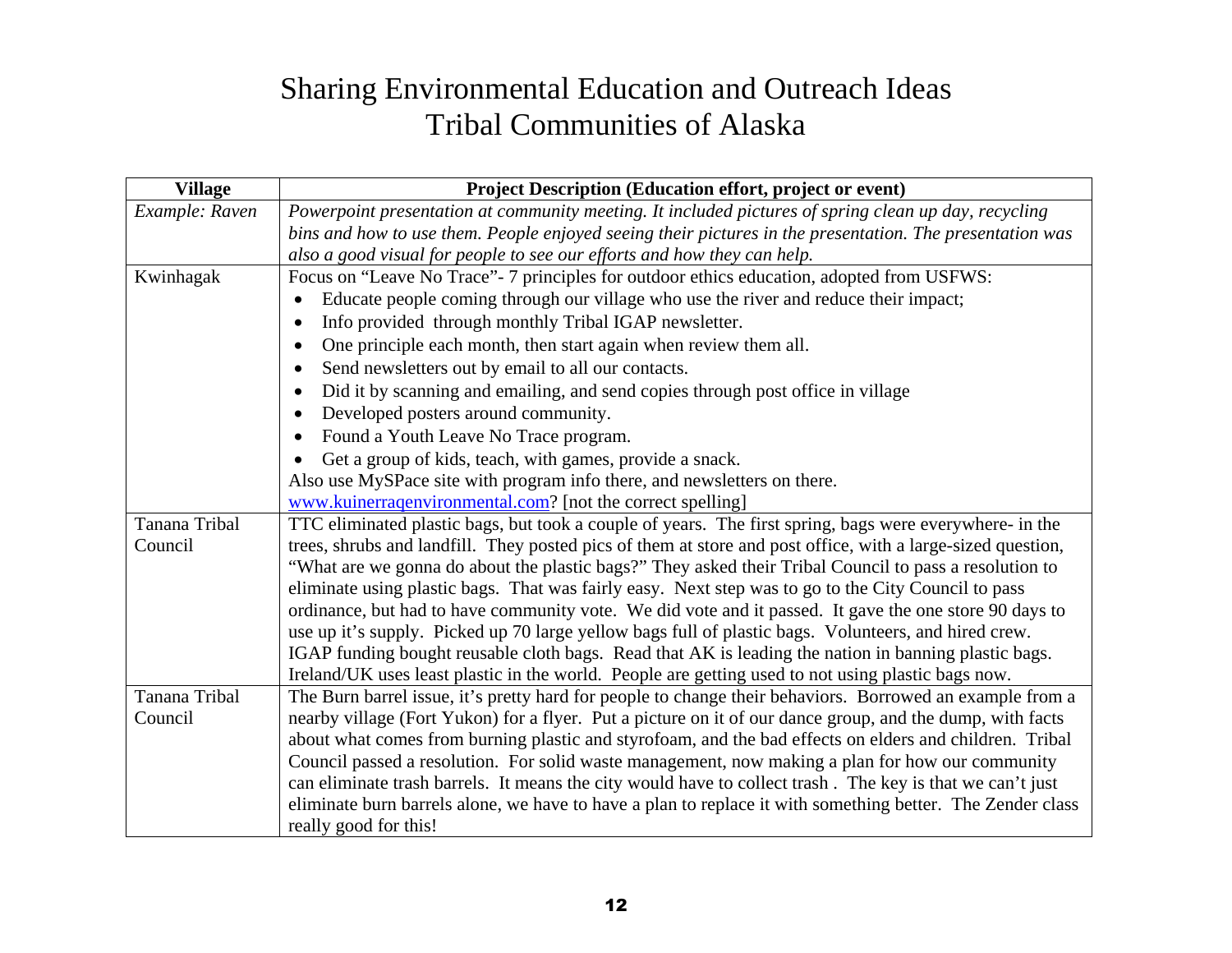# Sharing Environmental Education and Outreach Ideas
# Tribal Communities of Alaska

| Village | Project Description (Education effort, project or event) |
|---|---|
| *Example: Raven* | *Powerpoint presentation at community meeting. It included pictures of spring clean up day, recycling bins and how to use them. People enjoyed seeing their pictures in the presentation. The presentation was also a good visual for people to see our efforts and how they can help.* |
| Kwinhagak | Focus on "Leave No Trace"- 7 principles for outdoor ethics education, adopted from USFWS:<br>• Educate people coming through our village who use the river and reduce their impact;<br>• Info provided through monthly Tribal IGAP newsletter.<br>• One principle each month, then start again when review them all.<br>• Send newsletters out by email to all our contacts.<br>• Did it by scanning and emailing, and send copies through post office in village<br>• Developed posters around community.<br>• Found a Youth Leave No Trace program.<br>• Get a group of kids, teach, with games, provide a snack.<br>Also use MySPace site with program info there, and newsletters on there.<br>[www.kuinerraqenvironmental.com](http://www.kuinerraqenvironmental.com)? [not the correct spelling] |
| Tanana Tribal Council | TTC eliminated plastic bags, but took a couple of years. The first spring, bags were everywhere- in the trees, shrubs and landfill. They posted pics of them at store and post office, with a large-sized question, "What are we gonna do about the plastic bags?" They asked their Tribal Council to pass a resolution to eliminate using plastic bags. That was fairly easy. Next step was to go to the City Council to pass ordinance, but had to have community vote. We did vote and it passed. It gave the one store 90 days to use up it's supply. Picked up 70 large yellow bags full of plastic bags. Volunteers, and hired crew. IGAP funding bought reusable cloth bags. Read that AK is leading the nation in banning plastic bags. Ireland/UK uses least plastic in the world. People are getting used to not using plastic bags now. |
| Tanana Tribal Council | The Burn barrel issue, it's pretty hard for people to change their behaviors. Borrowed an example from a nearby village (Fort Yukon) for a flyer. Put a picture on it of our dance group, and the dump, with facts about what comes from burning plastic and styrofoam, and the bad effects on elders and children. Tribal Council passed a resolution. For solid waste management, now making a plan for how our community can eliminate trash barrels. It means the city would have to collect trash . The key is that we can't just eliminate burn barrels alone, we have to have a plan to replace it with something better. The Zender class really good for this! |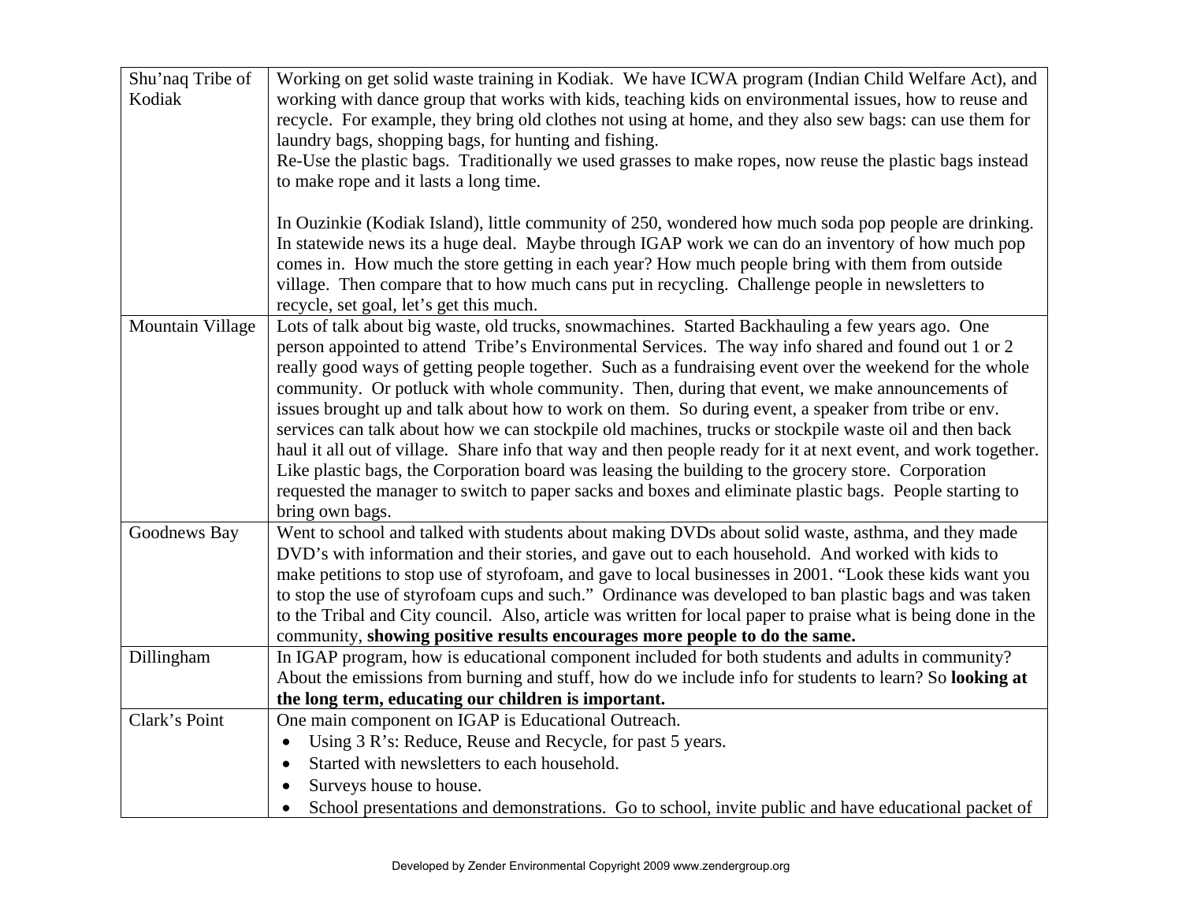| | |
|---|---|
| Shu'naq Tribe of Kodiak | Working on get solid waste training in Kodiak. We have ICWA program (Indian Child Welfare Act), and working with dance group that works with kids, teaching kids on environmental issues, how to reuse and recycle. For example, they bring old clothes not using at home, and they also sew bags: can use them for laundry bags, shopping bags, for hunting and fishing.<br>Re-Use the plastic bags. Traditionally we used grasses to make ropes, now reuse the plastic bags instead to make rope and it lasts a long time.<br><br>In Ouzinkie (Kodiak Island), little community of 250, wondered how much soda pop people are drinking. In statewide news its a huge deal. Maybe through IGAP work we can do an inventory of how much pop comes in. How much the store getting in each year? How much people bring with them from outside village. Then compare that to how much cans put in recycling. Challenge people in newsletters to recycle, set goal, let's get this much. |
| Mountain Village | Lots of talk about big waste, old trucks, snowmachines. Started Backhauling a few years ago. One person appointed to attend Tribe's Environmental Services. The way info shared and found out 1 or 2 really good ways of getting people together. Such as a fundraising event over the weekend for the whole community. Or potluck with whole community. Then, during that event, we make announcements of issues brought up and talk about how to work on them. So during event, a speaker from tribe or env. services can talk about how we can stockpile old machines, trucks or stockpile waste oil and then back haul it all out of village. Share info that way and then people ready for it at next event, and work together. Like plastic bags, the Corporation board was leasing the building to the grocery store. Corporation requested the manager to switch to paper sacks and boxes and eliminate plastic bags. People starting to bring own bags. |
| Goodnews Bay | Went to school and talked with students about making DVDs about solid waste, asthma, and they made DVD's with information and their stories, and gave out to each household. And worked with kids to make petitions to stop use of styrofoam, and gave to local businesses in 2001. "Look these kids want you to stop the use of styrofoam cups and such." Ordinance was developed to ban plastic bags and was taken to the Tribal and City council. Also, article was written for local paper to praise what is being done in the community, **showing positive results encourages more people to do the same.** |
| Dillingham | In IGAP program, how is educational component included for both students and adults in community? About the emissions from burning and stuff, how do we include info for students to learn? So **looking at the long term, educating our children is important.** |
| Clark's Point | One main component on IGAP is Educational Outreach.<br>• Using 3 R's: Reduce, Reuse and Recycle, for past 5 years.<br>• Started with newsletters to each household.<br>• Surveys house to house.<br>• School presentations and demonstrations. Go to school, invite public and have educational packet of |

Developed by Zender Environmental Copyright 2009 www.zendergroup.org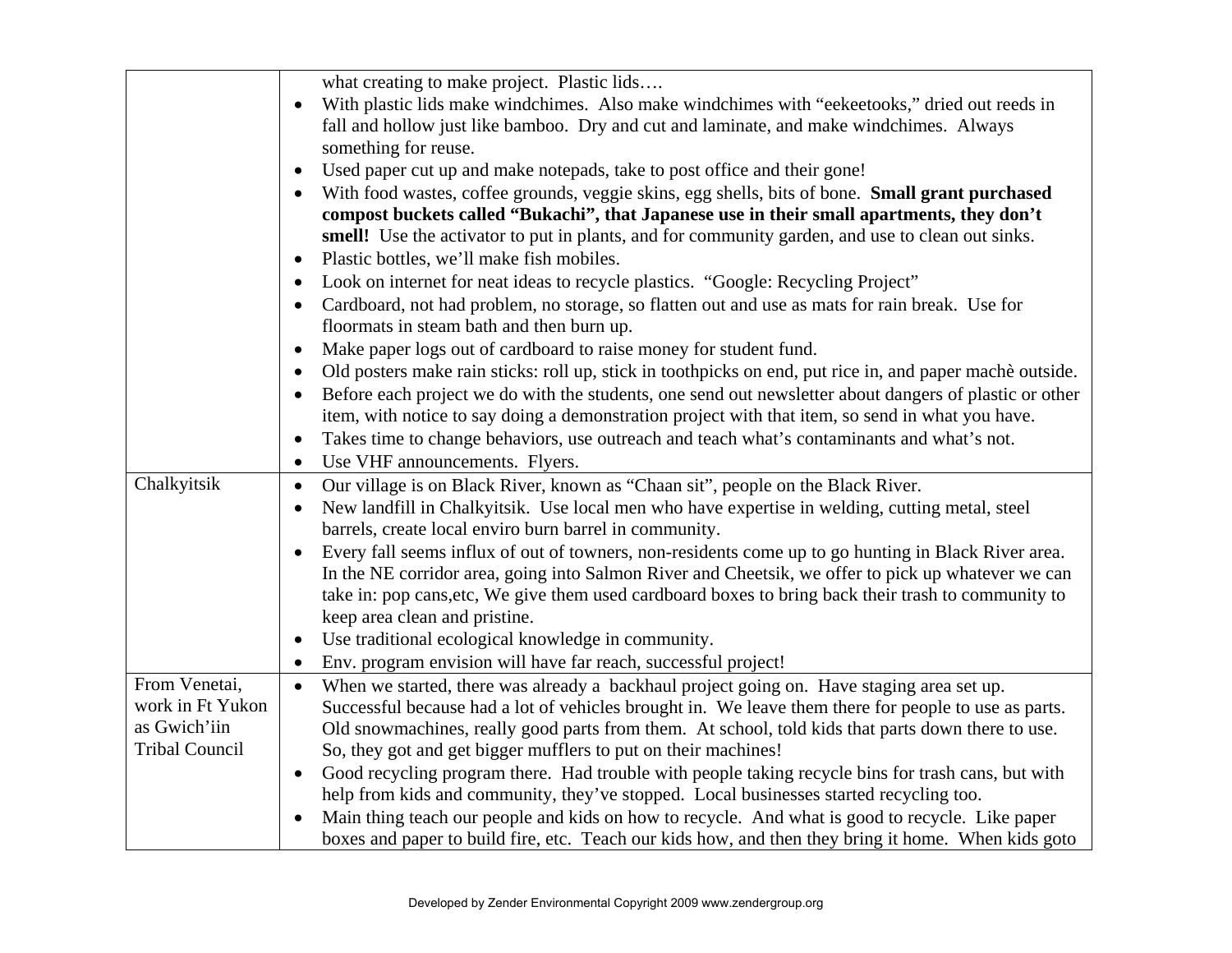| | |
|---|---|
| | what creating to make project. Plastic lids….<br>• With plastic lids make windchimes. Also make windchimes with "eekeetooks," dried out reeds in fall and hollow just like bamboo. Dry and cut and laminate, and make windchimes. Always something for reuse.<br>• Used paper cut up and make notepads, take to post office and their gone!<br>• With food wastes, coffee grounds, veggie skins, egg shells, bits of bone. **Small grant purchased compost buckets called "Bukachi", that Japanese use in their small apartments, they don't smell!** Use the activator to put in plants, and for community garden, and use to clean out sinks.<br>• Plastic bottles, we'll make fish mobiles.<br>• Look on internet for neat ideas to recycle plastics. "Google: Recycling Project"<br>• Cardboard, not had problem, no storage, so flatten out and use as mats for rain break. Use for floormats in steam bath and then burn up.<br>• Make paper logs out of cardboard to raise money for student fund.<br>• Old posters make rain sticks: roll up, stick in toothpicks on end, put rice in, and paper machè outside.<br>• Before each project we do with the students, one send out newsletter about dangers of plastic or other item, with notice to say doing a demonstration project with that item, so send in what you have.<br>• Takes time to change behaviors, use outreach and teach what's contaminants and what's not.<br>• Use VHF announcements. Flyers. |
| Chalkyitsik | • Our village is on Black River, known as "Chaan sit", people on the Black River.<br>• New landfill in Chalkyitsik. Use local men who have expertise in welding, cutting metal, steel barrels, create local enviro burn barrel in community.<br>• Every fall seems influx of out of towners, non-residents come up to go hunting in Black River area. In the NE corridor area, going into Salmon River and Cheetsik, we offer to pick up whatever we can take in: pop cans,etc, We give them used cardboard boxes to bring back their trash to community to keep area clean and pristine.<br>• Use traditional ecological knowledge in community.<br>• Env. program envision will have far reach, successful project! |
| From Venetai, work in Ft Yukon as Gwich'iin Tribal Council | • When we started, there was already a backhaul project going on. Have staging area set up. Successful because had a lot of vehicles brought in. We leave them there for people to use as parts. Old snowmachines, really good parts from them. At school, told kids that parts down there to use. So, they got and get bigger mufflers to put on their machines!<br>• Good recycling program there. Had trouble with people taking recycle bins for trash cans, but with help from kids and community, they've stopped. Local businesses started recycling too.<br>• Main thing teach our people and kids on how to recycle. And what is good to recycle. Like paper boxes and paper to build fire, etc. Teach our kids how, and then they bring it home. When kids goto |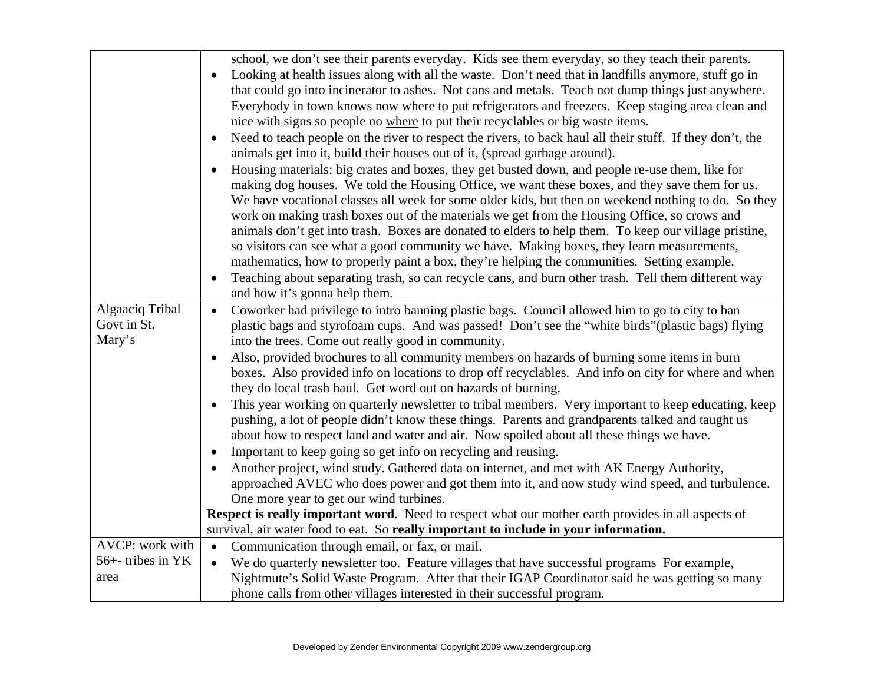| | |
|---|---|
| | school, we don't see their parents everyday. Kids see them everyday, so they teach their parents.<br>• Looking at health issues along with all the waste. Don't need that in landfills anymore, stuff go in that could go into incinerator to ashes. Not cans and metals. Teach not dump things just anywhere. Everybody in town knows now where to put refrigerators and freezers. Keep staging area clean and nice with signs so people no <u>where</u> to put their recyclables or big waste items.<br>• Need to teach people on the river to respect the rivers, to back haul all their stuff. If they don't, the animals get into it, build their houses out of it, (spread garbage around).<br>• Housing materials: big crates and boxes, they get busted down, and people re-use them, like for making dog houses. We told the Housing Office, we want these boxes, and they save them for us. We have vocational classes all week for some older kids, but then on weekend nothing to do. So they work on making trash boxes out of the materials we get from the Housing Office, so crows and animals don't get into trash. Boxes are donated to elders to help them. To keep our village pristine, so visitors can see what a good community we have. Making boxes, they learn measurements, mathematics, how to properly paint a box, they're helping the communities. Setting example.<br>• Teaching about separating trash, so can recycle cans, and burn other trash. Tell them different way and how it's gonna help them. |
| Algaaciq Tribal Govt in St. Mary's | • Coworker had privilege to intro banning plastic bags. Council allowed him to go to city to ban plastic bags and styrofoam cups. And was passed! Don't see the "white birds"(plastic bags) flying into the trees. Come out really good in community.<br>• Also, provided brochures to all community members on hazards of burning some items in burn boxes. Also provided info on locations to drop off recyclables. And info on city for where and when they do local trash haul. Get word out on hazards of burning.<br>• This year working on quarterly newsletter to tribal members. Very important to keep educating, keep pushing, a lot of people didn't know these things. Parents and grandparents talked and taught us about how to respect land and water and air. Now spoiled about all these things we have.<br>• Important to keep going so get info on recycling and reusing.<br>• Another project, wind study. Gathered data on internet, and met with AK Energy Authority, approached AVEC who does power and got them into it, and now study wind speed, and turbulence. One more year to get our wind turbines.<br>**Respect is really important word**. Need to respect what our mother earth provides in all aspects of survival, air water food to eat. So **really important to include in your information.** |
| AVCP: work with 56+- tribes in YK area | • Communication through email, or fax, or mail.<br>• We do quarterly newsletter too. Feature villages that have successful programs For example, Nightmute's Solid Waste Program. After that their IGAP Coordinator said he was getting so many phone calls from other villages interested in their successful program. |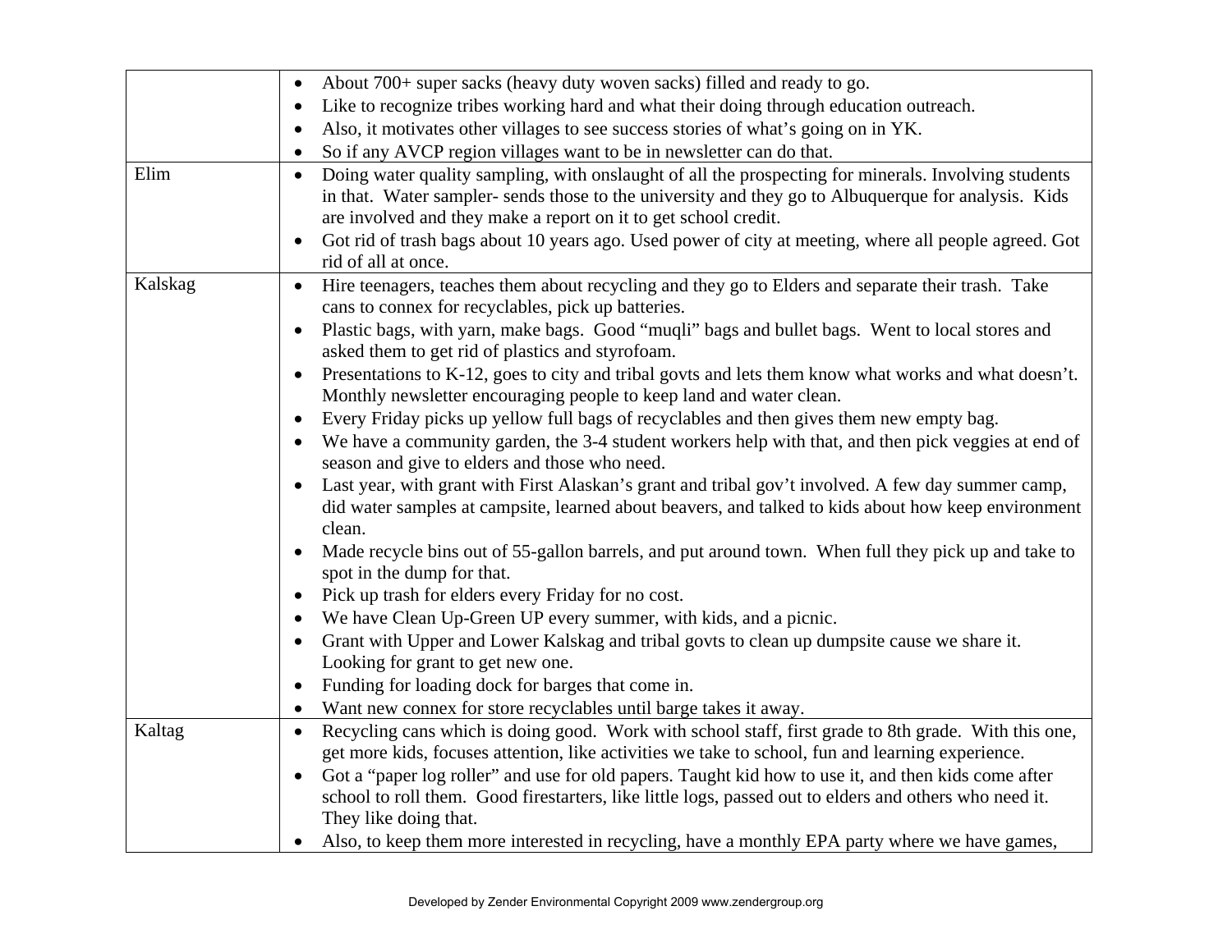| | |
|---|---|
| | • About 700+ super sacks (heavy duty woven sacks) filled and ready to go.<br>• Like to recognize tribes working hard and what their doing through education outreach.<br>• Also, it motivates other villages to see success stories of what's going on in YK.<br>• So if any AVCP region villages want to be in newsletter can do that. |
| Elim | • Doing water quality sampling, with onslaught of all the prospecting for minerals. Involving students in that. Water sampler- sends those to the university and they go to Albuquerque for analysis. Kids are involved and they make a report on it to get school credit.<br>• Got rid of trash bags about 10 years ago. Used power of city at meeting, where all people agreed. Got rid of all at once. |
| Kalskag | • Hire teenagers, teaches them about recycling and they go to Elders and separate their trash. Take cans to connex for recyclables, pick up batteries.<br>• Plastic bags, with yarn, make bags. Good "muqli" bags and bullet bags. Went to local stores and asked them to get rid of plastics and styrofoam.<br>• Presentations to K-12, goes to city and tribal govts and lets them know what works and what doesn't. Monthly newsletter encouraging people to keep land and water clean.<br>• Every Friday picks up yellow full bags of recyclables and then gives them new empty bag.<br>• We have a community garden, the 3-4 student workers help with that, and then pick veggies at end of season and give to elders and those who need.<br>• Last year, with grant with First Alaskan's grant and tribal gov't involved. A few day summer camp, did water samples at campsite, learned about beavers, and talked to kids about how keep environment clean.<br>• Made recycle bins out of 55-gallon barrels, and put around town. When full they pick up and take to spot in the dump for that.<br>• Pick up trash for elders every Friday for no cost.<br>• We have Clean Up-Green UP every summer, with kids, and a picnic.<br>• Grant with Upper and Lower Kalskag and tribal govts to clean up dumpsite cause we share it. Looking for grant to get new one.<br>• Funding for loading dock for barges that come in.<br>• Want new connex for store recyclables until barge takes it away. |
| Kaltag | • Recycling cans which is doing good. Work with school staff, first grade to 8th grade. With this one, get more kids, focuses attention, like activities we take to school, fun and learning experience.<br>• Got a "paper log roller" and use for old papers. Taught kid how to use it, and then kids come after school to roll them. Good firestarters, like little logs, passed out to elders and others who need it. They like doing that.<br>• Also, to keep them more interested in recycling, have a monthly EPA party where we have games, |

Developed by Zender Environmental Copyright 2009 www.zendergroup.org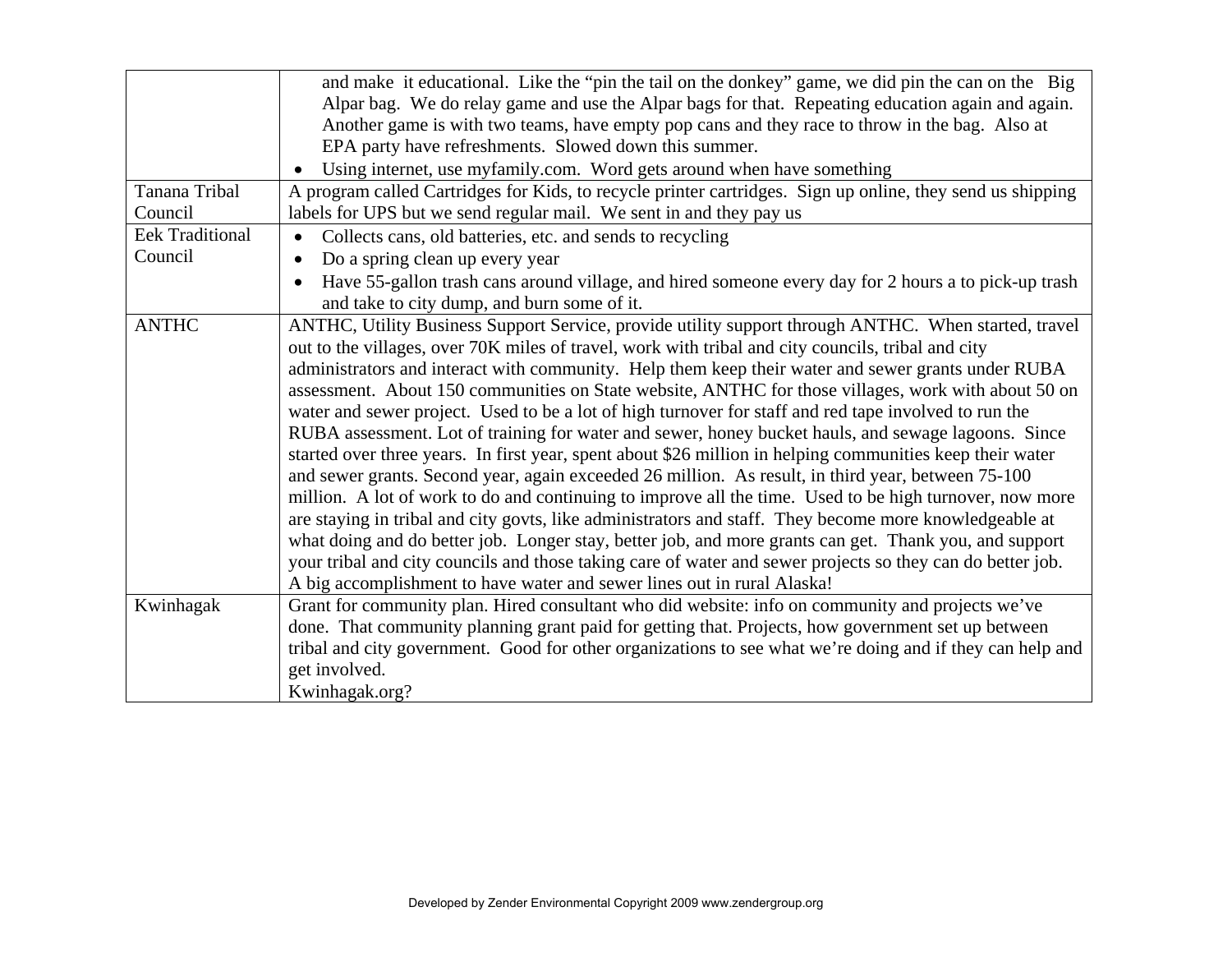| | |
|---|---|
| | and make it educational. Like the "pin the tail on the donkey" game, we did pin the can on the Big Alpar bag. We do relay game and use the Alpar bags for that. Repeating education again and again. Another game is with two teams, have empty pop cans and they race to throw in the bag. Also at EPA party have refreshments. Slowed down this summer.<br>• Using internet, use myfamily.com. Word gets around when have something |
| Tanana Tribal Council | A program called Cartridges for Kids, to recycle printer cartridges. Sign up online, they send us shipping labels for UPS but we send regular mail. We sent in and they pay us |
| Eek Traditional Council | • Collects cans, old batteries, etc. and sends to recycling<br>• Do a spring clean up every year<br>• Have 55-gallon trash cans around village, and hired someone every day for 2 hours a to pick-up trash and take to city dump, and burn some of it. |
| ANTHC | ANTHC, Utility Business Support Service, provide utility support through ANTHC. When started, travel out to the villages, over 70K miles of travel, work with tribal and city councils, tribal and city administrators and interact with community. Help them keep their water and sewer grants under RUBA assessment. About 150 communities on State website, ANTHC for those villages, work with about 50 on water and sewer project. Used to be a lot of high turnover for staff and red tape involved to run the RUBA assessment. Lot of training for water and sewer, honey bucket hauls, and sewage lagoons. Since started over three years. In first year, spent about $26 million in helping communities keep their water and sewer grants. Second year, again exceeded 26 million. As result, in third year, between 75-100 million. A lot of work to do and continuing to improve all the time. Used to be high turnover, now more are staying in tribal and city govts, like administrators and staff. They become more knowledgeable at what doing and do better job. Longer stay, better job, and more grants can get. Thank you, and support your tribal and city councils and those taking care of water and sewer projects so they can do better job. A big accomplishment to have water and sewer lines out in rural Alaska! |
| Kwinhagak | Grant for community plan. Hired consultant who did website: info on community and projects we've done. That community planning grant paid for getting that. Projects, how government set up between tribal and city government. Good for other organizations to see what we're doing and if they can help and get involved.<br>Kwinhagak.org? |